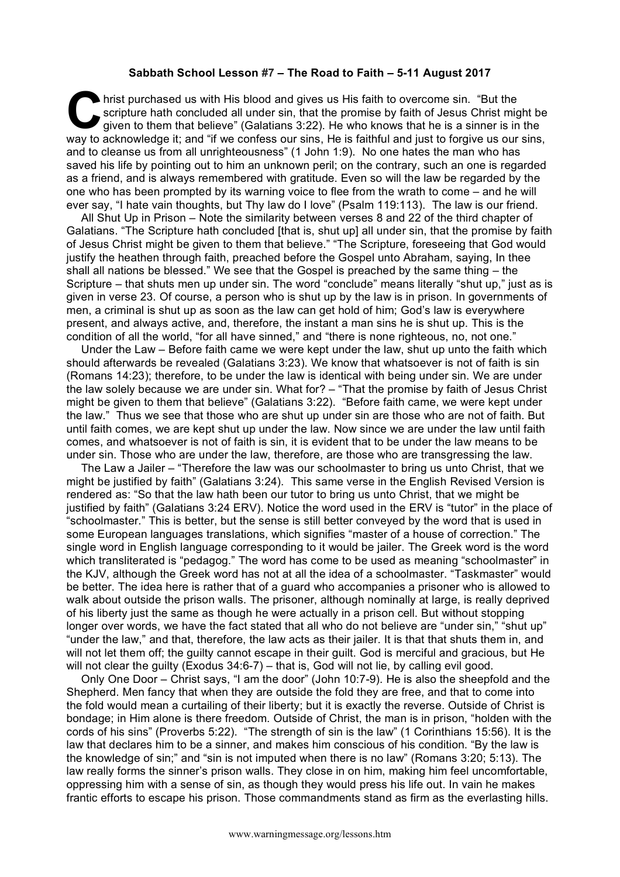**Sabbath School Lesson #7 – The Road to Faith – 5-11 August 2017**

Christ purchased us with His blood and gives us His faith to overcome sin. "But the scripture hath concluded all under sin, that the promise by faith of Jesus Christ might be given to them that believe" (Galatians 3:22). He who knows that he is a sinner is in the way to acknowledge it; and "if we confess our sins, He is faithful and just to forgive us our sins, and to cleanse us from all unrighteousness" (1 John 1:9). No one hates the man who has saved his life by pointing out to him an unknown peril; on the contrary, such an one is regarded as a friend, and is always remembered with gratitude. Even so will the law be regarded by the one who has been prompted by its warning voice to flee from the wrath to come – and he will ever say, "I hate vain thoughts, but Thy law do I love" (Psalm 119:113). The law is our friend.

All Shut Up in Prison – Note the similarity between verses 8 and 22 of the third chapter of Galatians. "The Scripture hath concluded [that is, shut up] all under sin, that the promise by faith of Jesus Christ might be given to them that believe." "The Scripture, foreseeing that God would justify the heathen through faith, preached before the Gospel unto Abraham, saying, In thee shall all nations be blessed." We see that the Gospel is preached by the same thing – the Scripture – that shuts men up under sin. The word "conclude" means literally "shut up," just as is given in verse 23. Of course, a person who is shut up by the law is in prison. In governments of men, a criminal is shut up as soon as the law can get hold of him; God's law is everywhere present, and always active, and, therefore, the instant a man sins he is shut up. This is the condition of all the world, "for all have sinned," and "there is none righteous, no, not one."

Under the Law – Before faith came we were kept under the law, shut up unto the faith which should afterwards be revealed (Galatians 3:23). We know that whatsoever is not of faith is sin (Romans 14:23); therefore, to be under the law is identical with being under sin. We are under the law solely because we are under sin. What for? – "That the promise by faith of Jesus Christ might be given to them that believe" (Galatians 3:22). "Before faith came, we were kept under the law." Thus we see that those who are shut up under sin are those who are not of faith. But until faith comes, we are kept shut up under the law. Now since we are under the law until faith comes, and whatsoever is not of faith is sin, it is evident that to be under the law means to be under sin. Those who are under the law, therefore, are those who are transgressing the law.

The Law a Jailer – "Therefore the law was our schoolmaster to bring us unto Christ, that we might be justified by faith" (Galatians 3:24). This same verse in the English Revised Version is rendered as: "So that the law hath been our tutor to bring us unto Christ, that we might be justified by faith" (Galatians 3:24 ERV). Notice the word used in the ERV is "tutor" in the place of "schoolmaster." This is better, but the sense is still better conveyed by the word that is used in some European languages translations, which signifies "master of a house of correction." The single word in English language corresponding to it would be jailer. The Greek word is the word which transliterated is "pedagog." The word has come to be used as meaning "schoolmaster" in the KJV, although the Greek word has not at all the idea of a schoolmaster. "Taskmaster" would be better. The idea here is rather that of a guard who accompanies a prisoner who is allowed to walk about outside the prison walls. The prisoner, although nominally at large, is really deprived of his liberty just the same as though he were actually in a prison cell. But without stopping longer over words, we have the fact stated that all who do not believe are "under sin," "shut up" "under the law," and that, therefore, the law acts as their jailer. It is that that shuts them in, and will not let them off; the guilty cannot escape in their guilt. God is merciful and gracious, but He will not clear the guilty (Exodus 34:6-7) – that is, God will not lie, by calling evil good.

Only One Door – Christ says, "I am the door" (John 10:7-9). He is also the sheepfold and the Shepherd. Men fancy that when they are outside the fold they are free, and that to come into the fold would mean a curtailing of their liberty; but it is exactly the reverse. Outside of Christ is bondage; in Him alone is there freedom. Outside of Christ, the man is in prison, "holden with the cords of his sins" (Proverbs 5:22). "The strength of sin is the law" (1 Corinthians 15:56). It is the law that declares him to be a sinner, and makes him conscious of his condition. "By the law is the knowledge of sin;" and "sin is not imputed when there is no law" (Romans 3:20; 5:13). The law really forms the sinner's prison walls. They close in on him, making him feel uncomfortable, oppressing him with a sense of sin, as though they would press his life out. In vain he makes frantic efforts to escape his prison. Those commandments stand as firm as the everlasting hills.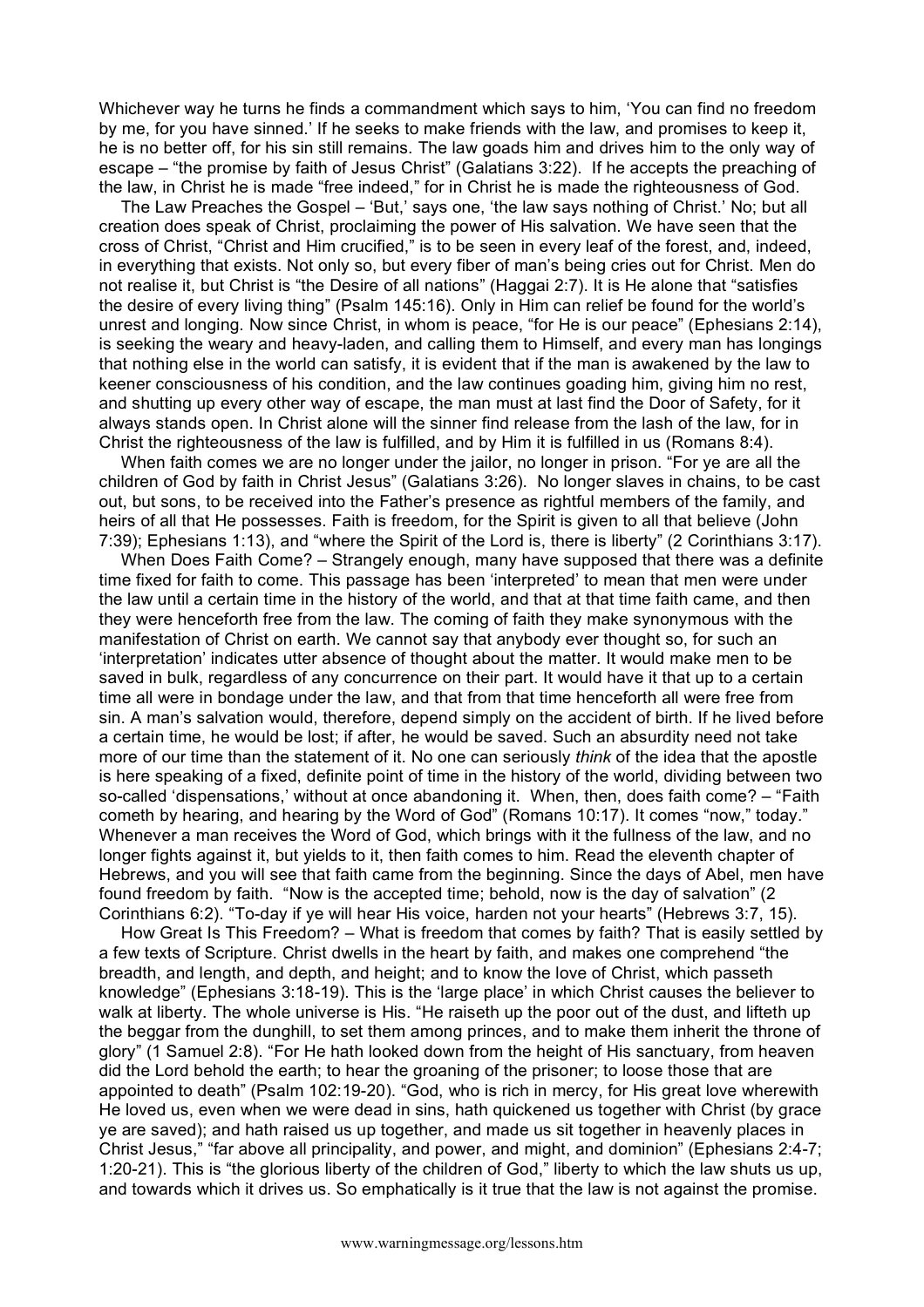Whichever way he turns he finds a commandment which says to him, 'You can find no freedom by me, for you have sinned.' If he seeks to make friends with the law, and promises to keep it, he is no better off, for his sin still remains. The law goads him and drives him to the only way of escape – "the promise by faith of Jesus Christ" (Galatians 3:22). If he accepts the preaching of the law, in Christ he is made "free indeed," for in Christ he is made the righteousness of God.

The Law Preaches the Gospel – 'But,' says one, 'the law says nothing of Christ.' No; but all creation does speak of Christ, proclaiming the power of His salvation. We have seen that the cross of Christ, "Christ and Him crucified," is to be seen in every leaf of the forest, and, indeed, in everything that exists. Not only so, but every fiber of man's being cries out for Christ. Men do not realise it, but Christ is "the Desire of all nations" (Haggai 2:7). It is He alone that "satisfies the desire of every living thing" (Psalm 145:16). Only in Him can relief be found for the world's unrest and longing. Now since Christ, in whom is peace, "for He is our peace" (Ephesians 2:14), is seeking the weary and heavy-laden, and calling them to Himself, and every man has longings that nothing else in the world can satisfy, it is evident that if the man is awakened by the law to keener consciousness of his condition, and the law continues goading him, giving him no rest, and shutting up every other way of escape, the man must at last find the Door of Safety, for it always stands open. In Christ alone will the sinner find release from the lash of the law, for in Christ the righteousness of the law is fulfilled, and by Him it is fulfilled in us (Romans 8:4).

When faith comes we are no longer under the jailor, no longer in prison. "For ye are all the children of God by faith in Christ Jesus" (Galatians 3:26). No longer slaves in chains, to be cast out, but sons, to be received into the Father's presence as rightful members of the family, and heirs of all that He possesses. Faith is freedom, for the Spirit is given to all that believe (John 7:39); Ephesians 1:13), and "where the Spirit of the Lord is, there is liberty" (2 Corinthians 3:17).

When Does Faith Come? – Strangely enough, many have supposed that there was a definite time fixed for faith to come. This passage has been 'interpreted' to mean that men were under the law until a certain time in the history of the world, and that at that time faith came, and then they were henceforth free from the law. The coming of faith they make synonymous with the manifestation of Christ on earth. We cannot say that anybody ever thought so, for such an 'interpretation' indicates utter absence of thought about the matter. It would make men to be saved in bulk, regardless of any concurrence on their part. It would have it that up to a certain time all were in bondage under the law, and that from that time henceforth all were free from sin. A man's salvation would, therefore, depend simply on the accident of birth. If he lived before a certain time, he would be lost; if after, he would be saved. Such an absurdity need not take more of our time than the statement of it. No one can seriously *think* of the idea that the apostle is here speaking of a fixed, definite point of time in the history of the world, dividing between two so-called 'dispensations,' without at once abandoning it. When, then, does faith come? – "Faith cometh by hearing, and hearing by the Word of God" (Romans 10:17). It comes "now," today." Whenever a man receives the Word of God, which brings with it the fullness of the law, and no longer fights against it, but yields to it, then faith comes to him. Read the eleventh chapter of Hebrews, and you will see that faith came from the beginning. Since the days of Abel, men have found freedom by faith. "Now is the accepted time; behold, now is the day of salvation" (2 Corinthians 6:2). "To-day if ye will hear His voice, harden not your hearts" (Hebrews 3:7, 15).

How Great Is This Freedom? – What is freedom that comes by faith? That is easily settled by a few texts of Scripture. Christ dwells in the heart by faith, and makes one comprehend "the breadth, and length, and depth, and height; and to know the love of Christ, which passeth knowledge" (Ephesians 3:18-19). This is the 'large place' in which Christ causes the believer to walk at liberty. The whole universe is His. "He raiseth up the poor out of the dust, and lifteth up the beggar from the dunghill, to set them among princes, and to make them inherit the throne of glory" (1 Samuel 2:8). "For He hath looked down from the height of His sanctuary, from heaven did the Lord behold the earth; to hear the groaning of the prisoner; to loose those that are appointed to death" (Psalm 102:19-20). "God, who is rich in mercy, for His great love wherewith He loved us, even when we were dead in sins, hath quickened us together with Christ (by grace ye are saved); and hath raised us up together, and made us sit together in heavenly places in Christ Jesus," "far above all principality, and power, and might, and dominion" (Ephesians 2:4-7; 1:20-21). This is "the glorious liberty of the children of God," liberty to which the law shuts us up, and towards which it drives us. So emphatically is it true that the law is not against the promise.

www.warningmessage.org/lessons.htm